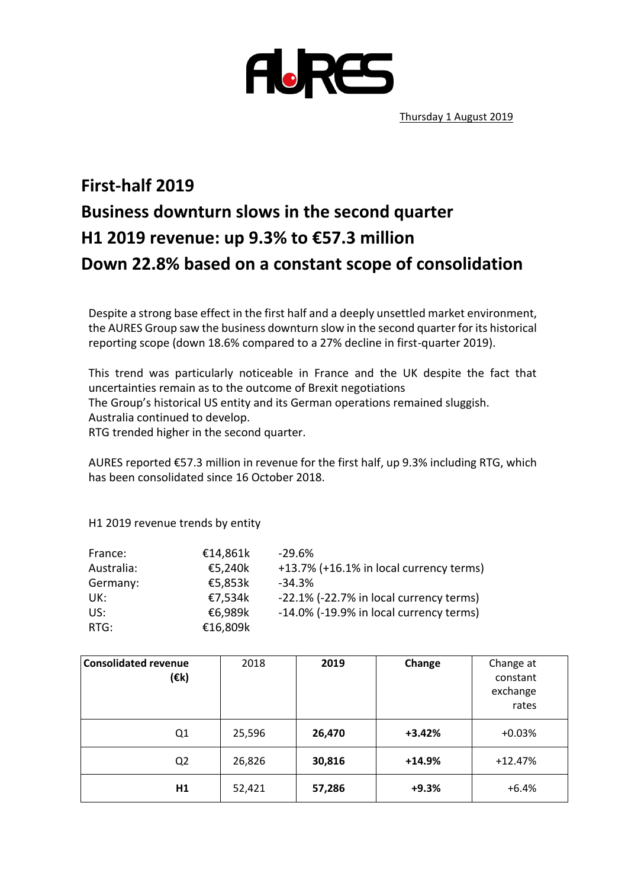AURES

Thursday 1 August 2019

# First-half 2019
# Business downturn slows in the second quarter
# H1 2019 revenue: up 9.3% to €57.3 million
# Down 22.8% based on a constant scope of consolidation

Despite a strong base effect in the first half and a deeply unsettled market environment, the AURES Group saw the business downturn slow in the second quarter for its historical reporting scope (down 18.6% compared to a 27% decline in first-quarter 2019).

This trend was particularly noticeable in France and the UK despite the fact that uncertainties remain as to the outcome of Brexit negotiations
The Group's historical US entity and its German operations remained sluggish.
Australia continued to develop.
RTG trended higher in the second quarter.

AURES reported €57.3 million in revenue for the first half, up 9.3% including RTG, which has been consolidated since 16 October 2018.

H1 2019 revenue trends by entity

| | | |
|---|---|---|
| France: | €14,861k | -29.6% |
| Australia: | €5,240k | +13.7% (+16.1% in local currency terms) |
| Germany: | €5,853k | -34.3% |
| UK: | €7,534k | -22.1% (-22.7% in local currency terms) |
| US: | €6,989k | -14.0% (-19.9% in local currency terms) |
| RTG: | €16,809k | |

| **Consolidated revenue (€k)** | 2018 | **2019** | **Change** | Change at constant exchange rates |
|---|---|---|---|---|
| Q1 | 25,596 | **26,470** | **+3.42%** | +0.03% |
| Q2 | 26,826 | **30,816** | **+14.9%** | +12.47% |
| **H1** | 52,421 | **57,286** | **+9.3%** | +6.4% |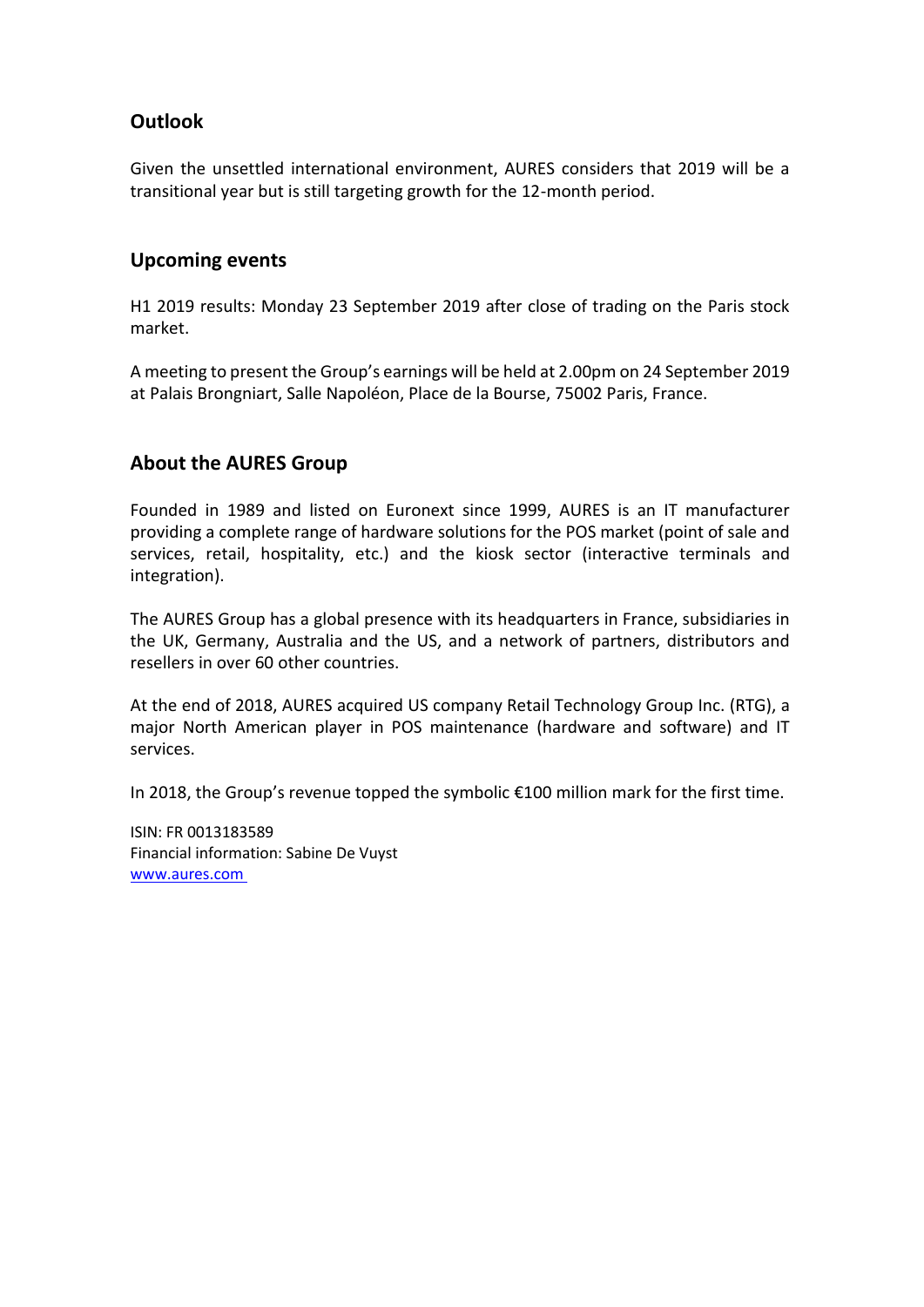## Outlook

Given the unsettled international environment, AURES considers that 2019 will be a transitional year but is still targeting growth for the 12-month period.

## Upcoming events

H1 2019 results: Monday 23 September 2019 after close of trading on the Paris stock market.

A meeting to present the Group's earnings will be held at 2.00pm on 24 September 2019 at Palais Brongniart, Salle Napoléon, Place de la Bourse, 75002 Paris, France.

## About the AURES Group

Founded in 1989 and listed on Euronext since 1999, AURES is an IT manufacturer providing a complete range of hardware solutions for the POS market (point of sale and services, retail, hospitality, etc.) and the kiosk sector (interactive terminals and integration).

The AURES Group has a global presence with its headquarters in France, subsidiaries in the UK, Germany, Australia and the US, and a network of partners, distributors and resellers in over 60 other countries.

At the end of 2018, AURES acquired US company Retail Technology Group Inc. (RTG), a major North American player in POS maintenance (hardware and software) and IT services.

In 2018, the Group's revenue topped the symbolic €100 million mark for the first time.

ISIN: FR 0013183589
Financial information: Sabine De Vuyst
www.aures.com